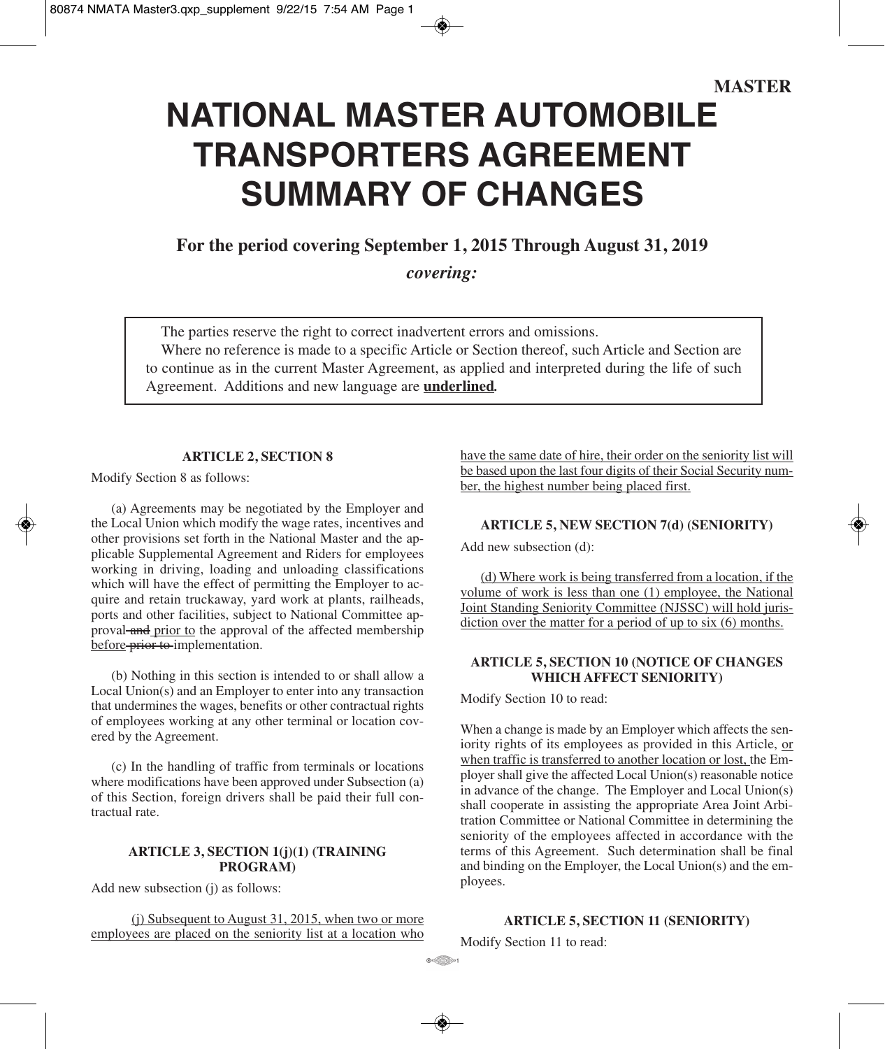**MASTER**

# NATIONAL MASTER AUTOMOBILE TRANSPORTERS AGREEMENT SUMMARY OF CHANGES

**For the period covering September 1, 2015 Through August 31, 2019**

***covering:***

> The parties reserve the right to correct inadvertent errors and omissions.
>
> Where no reference is made to a specific Article or Section thereof, such Article and Section are to continue as in the current Master Agreement, as applied and interpreted during the life of such Agreement. Additions and new language are <u>**underlined**</u>.

### ARTICLE 2, SECTION 8

Modify Section 8 as follows:

(a) Agreements may be negotiated by the Employer and the Local Union which modify the wage rates, incentives and other provisions set forth in the National Master and the applicable Supplemental Agreement and Riders for employees working in driving, loading and unloading classifications which will have the effect of permitting the Employer to acquire and retain truckaway, yard work at plants, railheads, ports and other facilities, subject to National Committee approval ~~and~~ <u>prior to</u> the approval of the affected membership <u>before</u> ~~prior to~~ implementation.

(b) Nothing in this section is intended to or shall allow a Local Union(s) and an Employer to enter into any transaction that undermines the wages, benefits or other contractual rights of employees working at any other terminal or location covered by the Agreement.

(c) In the handling of traffic from terminals or locations where modifications have been approved under Subsection (a) of this Section, foreign drivers shall be paid their full contractual rate.

### ARTICLE 3, SECTION 1(j)(1) (TRAINING PROGRAM)

Add new subsection (j) as follows:

<u>(j) Subsequent to August 31, 2015, when two or more employees are placed on the seniority list at a location who have the same date of hire, their order on the seniority list will be based upon the last four digits of their Social Security number, the highest number being placed first.</u>

### ARTICLE 5, NEW SECTION 7(d) (SENIORITY)

Add new subsection (d):

<u>(d) Where work is being transferred from a location, if the volume of work is less than one (1) employee, the National Joint Standing Seniority Committee (NJSSC) will hold jurisdiction over the matter for a period of up to six (6) months.</u>

### ARTICLE 5, SECTION 10 (NOTICE OF CHANGES WHICH AFFECT SENIORITY)

Modify Section 10 to read:

When a change is made by an Employer which affects the seniority rights of its employees as provided in this Article, <u>or when traffic is transferred to another location or lost,</u> the Employer shall give the affected Local Union(s) reasonable notice in advance of the change. The Employer and Local Union(s) shall cooperate in assisting the appropriate Area Joint Arbitration Committee or National Committee in determining the seniority of the employees affected in accordance with the terms of this Agreement. Such determination shall be final and binding on the Employer, the Local Union(s) and the employees.

### ARTICLE 5, SECTION 11 (SENIORITY)

Modify Section 11 to read: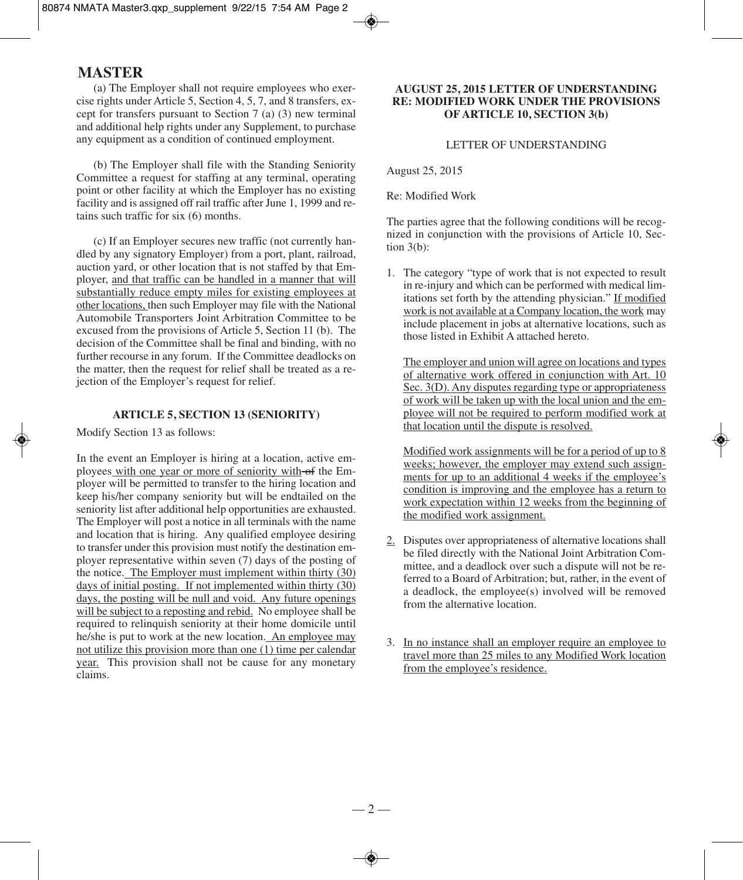# MASTER

(a) The Employer shall not require employees who exercise rights under Article 5, Section 4, 5, 7, and 8 transfers, except for transfers pursuant to Section 7 (a) (3) new terminal and additional help rights under any Supplement, to purchase any equipment as a condition of continued employment.

(b) The Employer shall file with the Standing Seniority Committee a request for staffing at any terminal, operating point or other facility at which the Employer has no existing facility and is assigned off rail traffic after June 1, 1999 and retains such traffic for six (6) months.

(c) If an Employer secures new traffic (not currently handled by any signatory Employer) from a port, plant, railroad, auction yard, or other location that is not staffed by that Employer, <u>and that traffic can be handled in a manner that will substantially reduce empty miles for existing employees at other locations,</u> then such Employer may file with the National Automobile Transporters Joint Arbitration Committee to be excused from the provisions of Article 5, Section 11 (b). The decision of the Committee shall be final and binding, with no further recourse in any forum. If the Committee deadlocks on the matter, then the request for relief shall be treated as a rejection of the Employer's request for relief.

**ARTICLE 5, SECTION 13 (SENIORITY)**

Modify Section 13 as follows:

In the event an Employer is hiring at a location, active employees<u> with one year or more of seniority with</u> ~~of~~ the Employer will be permitted to transfer to the hiring location and keep his/her company seniority but will be endtailed on the seniority list after additional help opportunities are exhausted. The Employer will post a notice in all terminals with the name and location that is hiring. Any qualified employee desiring to transfer under this provision must notify the destination employer representative within seven (7) days of the posting of the notice. <u>The Employer must implement within thirty (30) days of initial posting. If not implemented within thirty (30) days, the posting will be null and void. Any future openings will be subject to a reposting and rebid.</u> No employee shall be required to relinquish seniority at their home domicile until he/she is put to work at the new location. <u>An employee may not utilize this provision more than one (1) time per calendar year.</u> This provision shall not be cause for any monetary claims.

**AUGUST 25, 2015 LETTER OF UNDERSTANDING RE: MODIFIED WORK UNDER THE PROVISIONS OF ARTICLE 10, SECTION 3(b)**

LETTER OF UNDERSTANDING

August 25, 2015

Re: Modified Work

The parties agree that the following conditions will be recognized in conjunction with the provisions of Article 10, Section 3(b):

1. The category "type of work that is not expected to result in re-injury and which can be performed with medical limitations set forth by the attending physician." <u>If modified work is not available at a Company location, the work</u> may include placement in jobs at alternative locations, such as those listed in Exhibit A attached hereto.

   <u>The employer and union will agree on locations and types of alternative work offered in conjunction with Art. 10 Sec. 3(D). Any disputes regarding type or appropriateness of work will be taken up with the local union and the employee will not be required to perform modified work at that location until the dispute is resolved.</u>

   <u>Modified work assignments will be for a period of up to 8 weeks; however, the employer may extend such assignments for up to an additional 4 weeks if the employee's condition is improving and the employee has a return to work expectation within 12 weeks from the beginning of the modified work assignment.</u>

2. Disputes over appropriateness of alternative locations shall be filed directly with the National Joint Arbitration Committee, and a deadlock over such a dispute will not be referred to a Board of Arbitration; but, rather, in the event of a deadlock, the employee(s) involved will be removed from the alternative location.

3. <u>In no instance shall an employer require an employee to travel more than 25 miles to any Modified Work location from the employee's residence.</u>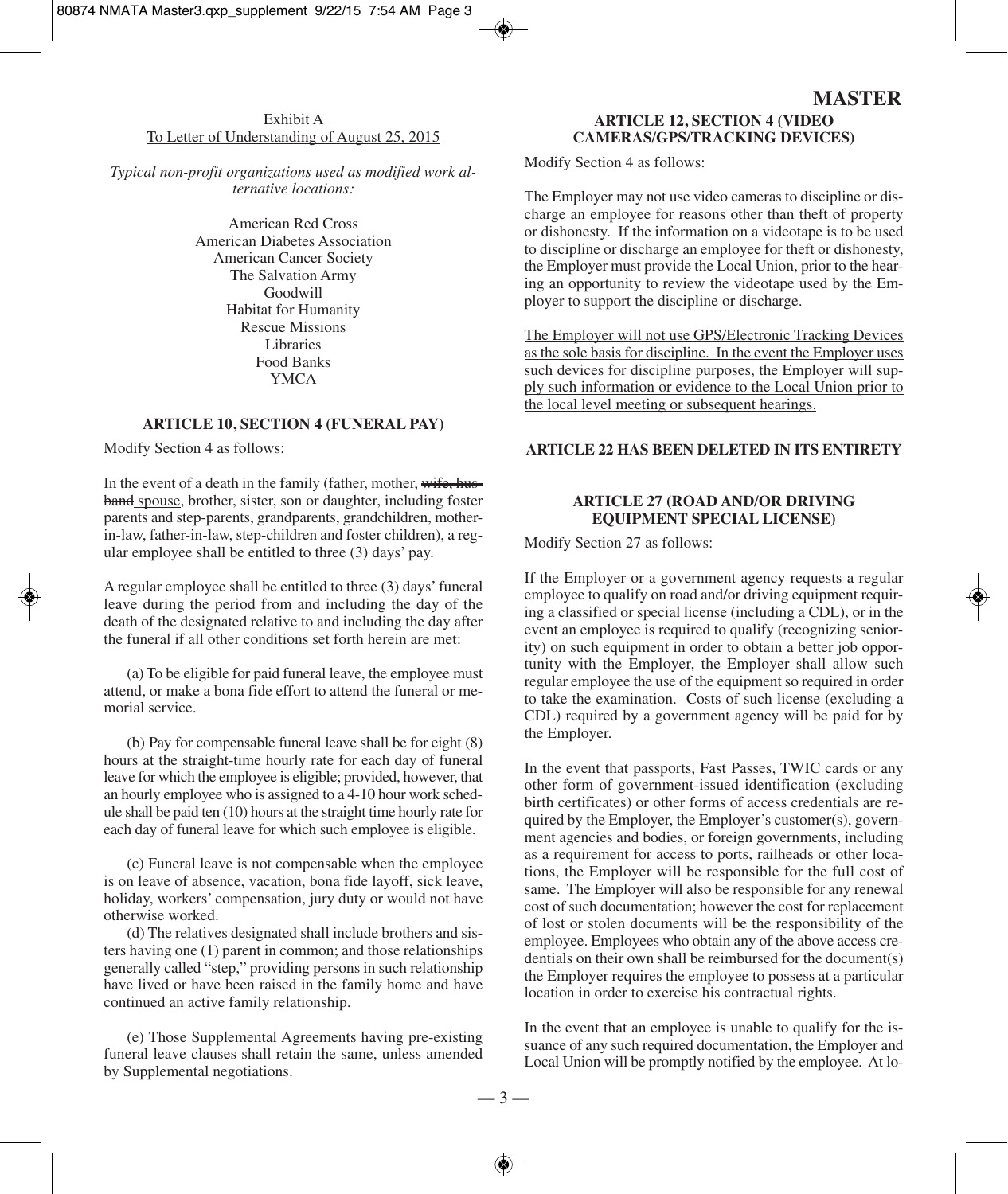Exhibit A
To Letter of Understanding of August 25, 2015

*Typical non-profit organizations used as modified work alternative locations:*

American Red Cross
American Diabetes Association
American Cancer Society
The Salvation Army
Goodwill
Habitat for Humanity
Rescue Missions
Libraries
Food Banks
YMCA

## ARTICLE 10, SECTION 4 (FUNERAL PAY)

Modify Section 4 as follows:

In the event of a death in the family (father, mother, ~~wife, husband~~ spouse, brother, sister, son or daughter, including foster parents and step-parents, grandparents, grandchildren, mother-in-law, father-in-law, step-children and foster children), a regular employee shall be entitled to three (3) days' pay.

A regular employee shall be entitled to three (3) days' funeral leave during the period from and including the day of the death of the designated relative to and including the day after the funeral if all other conditions set forth herein are met:

(a) To be eligible for paid funeral leave, the employee must attend, or make a bona fide effort to attend the funeral or memorial service.

(b) Pay for compensable funeral leave shall be for eight (8) hours at the straight-time hourly rate for each day of funeral leave for which the employee is eligible; provided, however, that an hourly employee who is assigned to a 4-10 hour work schedule shall be paid ten (10) hours at the straight time hourly rate for each day of funeral leave for which such employee is eligible.

(c) Funeral leave is not compensable when the employee is on leave of absence, vacation, bona fide layoff, sick leave, holiday, workers' compensation, jury duty or would not have otherwise worked.

(d) The relatives designated shall include brothers and sisters having one (1) parent in common; and those relationships generally called "step," providing persons in such relationship have lived or have been raised in the family home and have continued an active family relationship.

(e) Those Supplemental Agreements having pre-existing funeral leave clauses shall retain the same, unless amended by Supplemental negotiations.

## ARTICLE 12, SECTION 4 (VIDEO CAMERAS/GPS/TRACKING DEVICES)

Modify Section 4 as follows:

The Employer may not use video cameras to discipline or discharge an employee for reasons other than theft of property or dishonesty. If the information on a videotape is to be used to discipline or discharge an employee for theft or dishonesty, the Employer must provide the Local Union, prior to the hearing an opportunity to review the videotape used by the Employer to support the discipline or discharge.

<u>The Employer will not use GPS/Electronic Tracking Devices as the sole basis for discipline. In the event the Employer uses such devices for discipline purposes, the Employer will supply such information or evidence to the Local Union prior to the local level meeting or subsequent hearings.</u>

## ARTICLE 22 HAS BEEN DELETED IN ITS ENTIRETY

## ARTICLE 27 (ROAD AND/OR DRIVING EQUIPMENT SPECIAL LICENSE)

Modify Section 27 as follows:

If the Employer or a government agency requests a regular employee to qualify on road and/or driving equipment requiring a classified or special license (including a CDL), or in the event an employee is required to qualify (recognizing seniority) on such equipment in order to obtain a better job opportunity with the Employer, the Employer shall allow such regular employee the use of the equipment so required in order to take the examination. Costs of such license (excluding a CDL) required by a government agency will be paid for by the Employer.

In the event that passports, Fast Passes, TWIC cards or any other form of government-issued identification (excluding birth certificates) or other forms of access credentials are required by the Employer, the Employer's customer(s), government agencies and bodies, or foreign governments, including as a requirement for access to ports, railheads or other locations, the Employer will be responsible for the full cost of same. The Employer will also be responsible for any renewal cost of such documentation; however the cost for replacement of lost or stolen documents will be the responsibility of the employee. Employees who obtain any of the above access credentials on their own shall be reimbursed for the document(s) the Employer requires the employee to possess at a particular location in order to exercise his contractual rights.

In the event that an employee is unable to qualify for the issuance of any such required documentation, the Employer and Local Union will be promptly notified by the employee. At lo-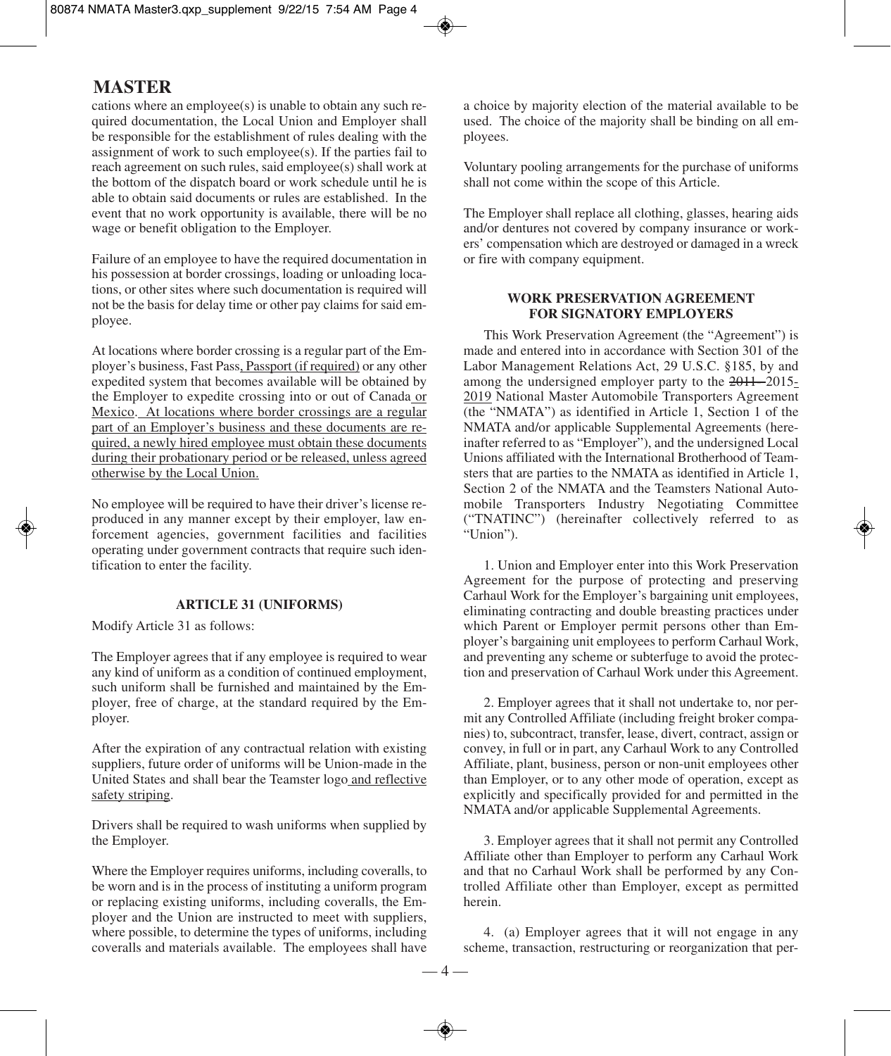# MASTER

cations where an employee(s) is unable to obtain any such required documentation, the Local Union and Employer shall be responsible for the establishment of rules dealing with the assignment of work to such employee(s). If the parties fail to reach agreement on such rules, said employee(s) shall work at the bottom of the dispatch board or work schedule until he is able to obtain said documents or rules are established. In the event that no work opportunity is available, there will be no wage or benefit obligation to the Employer.

Failure of an employee to have the required documentation in his possession at border crossings, loading or unloading locations, or other sites where such documentation is required will not be the basis for delay time or other pay claims for said employee.

At locations where border crossing is a regular part of the Employer's business, Fast Pass, Passport (if required) or any other expedited system that becomes available will be obtained by the Employer to expedite crossing into or out of Canada or Mexico. At locations where border crossings are a regular part of an Employer's business and these documents are required, a newly hired employee must obtain these documents during their probationary period or be released, unless agreed otherwise by the Local Union.

No employee will be required to have their driver's license reproduced in any manner except by their employer, law enforcement agencies, government facilities and facilities operating under government contracts that require such identification to enter the facility.

### ARTICLE 31 (UNIFORMS)

Modify Article 31 as follows:

The Employer agrees that if any employee is required to wear any kind of uniform as a condition of continued employment, such uniform shall be furnished and maintained by the Employer, free of charge, at the standard required by the Employer.

After the expiration of any contractual relation with existing suppliers, future order of uniforms will be Union-made in the United States and shall bear the Teamster logo and reflective safety striping.

Drivers shall be required to wash uniforms when supplied by the Employer.

Where the Employer requires uniforms, including coveralls, to be worn and is in the process of instituting a uniform program or replacing existing uniforms, including coveralls, the Employer and the Union are instructed to meet with suppliers, where possible, to determine the types of uniforms, including coveralls and materials available. The employees shall have a choice by majority election of the material available to be used. The choice of the majority shall be binding on all employees.

Voluntary pooling arrangements for the purchase of uniforms shall not come within the scope of this Article.

The Employer shall replace all clothing, glasses, hearing aids and/or dentures not covered by company insurance or workers' compensation which are destroyed or damaged in a wreck or fire with company equipment.

### WORK PRESERVATION AGREEMENT FOR SIGNATORY EMPLOYERS

This Work Preservation Agreement (the "Agreement") is made and entered into in accordance with Section 301 of the Labor Management Relations Act, 29 U.S.C. §185, by and among the undersigned employer party to the ~~2011~~ 2015-2019 National Master Automobile Transporters Agreement (the "NMATA") as identified in Article 1, Section 1 of the NMATA and/or applicable Supplemental Agreements (hereinafter referred to as "Employer"), and the undersigned Local Unions affiliated with the International Brotherhood of Teamsters that are parties to the NMATA as identified in Article 1, Section 2 of the NMATA and the Teamsters National Automobile Transporters Industry Negotiating Committee ("TNATINC") (hereinafter collectively referred to as "Union").

1. Union and Employer enter into this Work Preservation Agreement for the purpose of protecting and preserving Carhaul Work for the Employer's bargaining unit employees, eliminating contracting and double breasting practices under which Parent or Employer permit persons other than Employer's bargaining unit employees to perform Carhaul Work, and preventing any scheme or subterfuge to avoid the protection and preservation of Carhaul Work under this Agreement.

2. Employer agrees that it shall not undertake to, nor permit any Controlled Affiliate (including freight broker companies) to, subcontract, transfer, lease, divert, contract, assign or convey, in full or in part, any Carhaul Work to any Controlled Affiliate, plant, business, person or non-unit employees other than Employer, or to any other mode of operation, except as explicitly and specifically provided for and permitted in the NMATA and/or applicable Supplemental Agreements.

3. Employer agrees that it shall not permit any Controlled Affiliate other than Employer to perform any Carhaul Work and that no Carhaul Work shall be performed by any Controlled Affiliate other than Employer, except as permitted herein.

4. (a) Employer agrees that it will not engage in any scheme, transaction, restructuring or reorganization that per-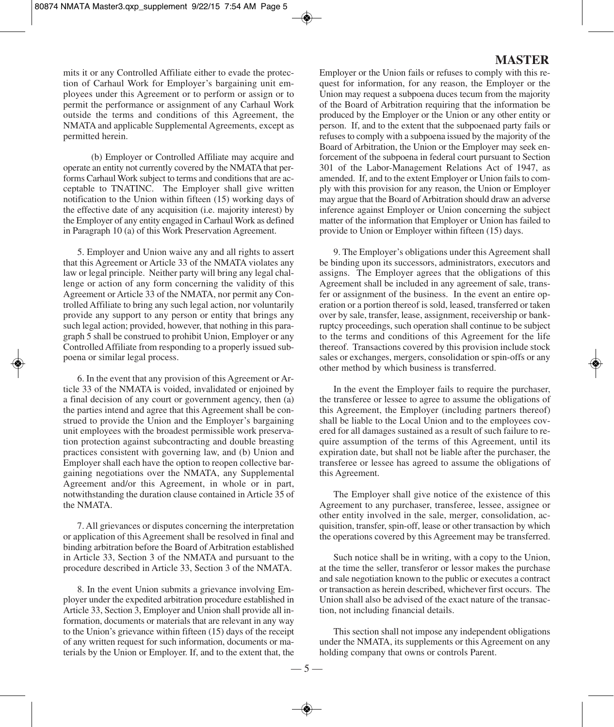mits it or any Controlled Affiliate either to evade the protection of Carhaul Work for Employer's bargaining unit employees under this Agreement or to perform or assign or to permit the performance or assignment of any Carhaul Work outside the terms and conditions of this Agreement, the NMATA and applicable Supplemental Agreements, except as permitted herein.

(b) Employer or Controlled Affiliate may acquire and operate an entity not currently covered by the NMATA that performs Carhaul Work subject to terms and conditions that are acceptable to TNATINC. The Employer shall give written notification to the Union within fifteen (15) working days of the effective date of any acquisition (i.e. majority interest) by the Employer of any entity engaged in Carhaul Work as defined in Paragraph 10 (a) of this Work Preservation Agreement.

5. Employer and Union waive any and all rights to assert that this Agreement or Article 33 of the NMATA violates any law or legal principle. Neither party will bring any legal challenge or action of any form concerning the validity of this Agreement or Article 33 of the NMATA, nor permit any Controlled Affiliate to bring any such legal action, nor voluntarily provide any support to any person or entity that brings any such legal action; provided, however, that nothing in this paragraph 5 shall be construed to prohibit Union, Employer or any Controlled Affiliate from responding to a properly issued subpoena or similar legal process.

6. In the event that any provision of this Agreement or Article 33 of the NMATA is voided, invalidated or enjoined by a final decision of any court or government agency, then (a) the parties intend and agree that this Agreement shall be construed to provide the Union and the Employer's bargaining unit employees with the broadest permissible work preservation protection against subcontracting and double breasting practices consistent with governing law, and (b) Union and Employer shall each have the option to reopen collective bargaining negotiations over the NMATA, any Supplemental Agreement and/or this Agreement, in whole or in part, notwithstanding the duration clause contained in Article 35 of the NMATA.

7. All grievances or disputes concerning the interpretation or application of this Agreement shall be resolved in final and binding arbitration before the Board of Arbitration established in Article 33, Section 3 of the NMATA and pursuant to the procedure described in Article 33, Section 3 of the NMATA.

8. In the event Union submits a grievance involving Employer under the expedited arbitration procedure established in Article 33, Section 3, Employer and Union shall provide all information, documents or materials that are relevant in any way to the Union's grievance within fifteen (15) days of the receipt of any written request for such information, documents or materials by the Union or Employer. If, and to the extent that, the Employer or the Union fails or refuses to comply with this request for information, for any reason, the Employer or the Union may request a subpoena duces tecum from the majority of the Board of Arbitration requiring that the information be produced by the Employer or the Union or any other entity or person. If, and to the extent that the subpoenaed party fails or refuses to comply with a subpoena issued by the majority of the Board of Arbitration, the Union or the Employer may seek enforcement of the subpoena in federal court pursuant to Section 301 of the Labor-Management Relations Act of 1947, as amended. If, and to the extent Employer or Union fails to comply with this provision for any reason, the Union or Employer may argue that the Board of Arbitration should draw an adverse inference against Employer or Union concerning the subject matter of the information that Employer or Union has failed to provide to Union or Employer within fifteen (15) days.

9. The Employer's obligations under this Agreement shall be binding upon its successors, administrators, executors and assigns. The Employer agrees that the obligations of this Agreement shall be included in any agreement of sale, transfer or assignment of the business. In the event an entire operation or a portion thereof is sold, leased, transferred or taken over by sale, transfer, lease, assignment, receivership or bankruptcy proceedings, such operation shall continue to be subject to the terms and conditions of this Agreement for the life thereof. Transactions covered by this provision include stock sales or exchanges, mergers, consolidation or spin-offs or any other method by which business is transferred.

In the event the Employer fails to require the purchaser, the transferee or lessee to agree to assume the obligations of this Agreement, the Employer (including partners thereof) shall be liable to the Local Union and to the employees covered for all damages sustained as a result of such failure to require assumption of the terms of this Agreement, until its expiration date, but shall not be liable after the purchaser, the transferee or lessee has agreed to assume the obligations of this Agreement.

The Employer shall give notice of the existence of this Agreement to any purchaser, transferee, lessee, assignee or other entity involved in the sale, merger, consolidation, acquisition, transfer, spin-off, lease or other transaction by which the operations covered by this Agreement may be transferred.

Such notice shall be in writing, with a copy to the Union, at the time the seller, transferor or lessor makes the purchase and sale negotiation known to the public or executes a contract or transaction as herein described, whichever first occurs. The Union shall also be advised of the exact nature of the transaction, not including financial details.

This section shall not impose any independent obligations under the NMATA, its supplements or this Agreement on any holding company that owns or controls Parent.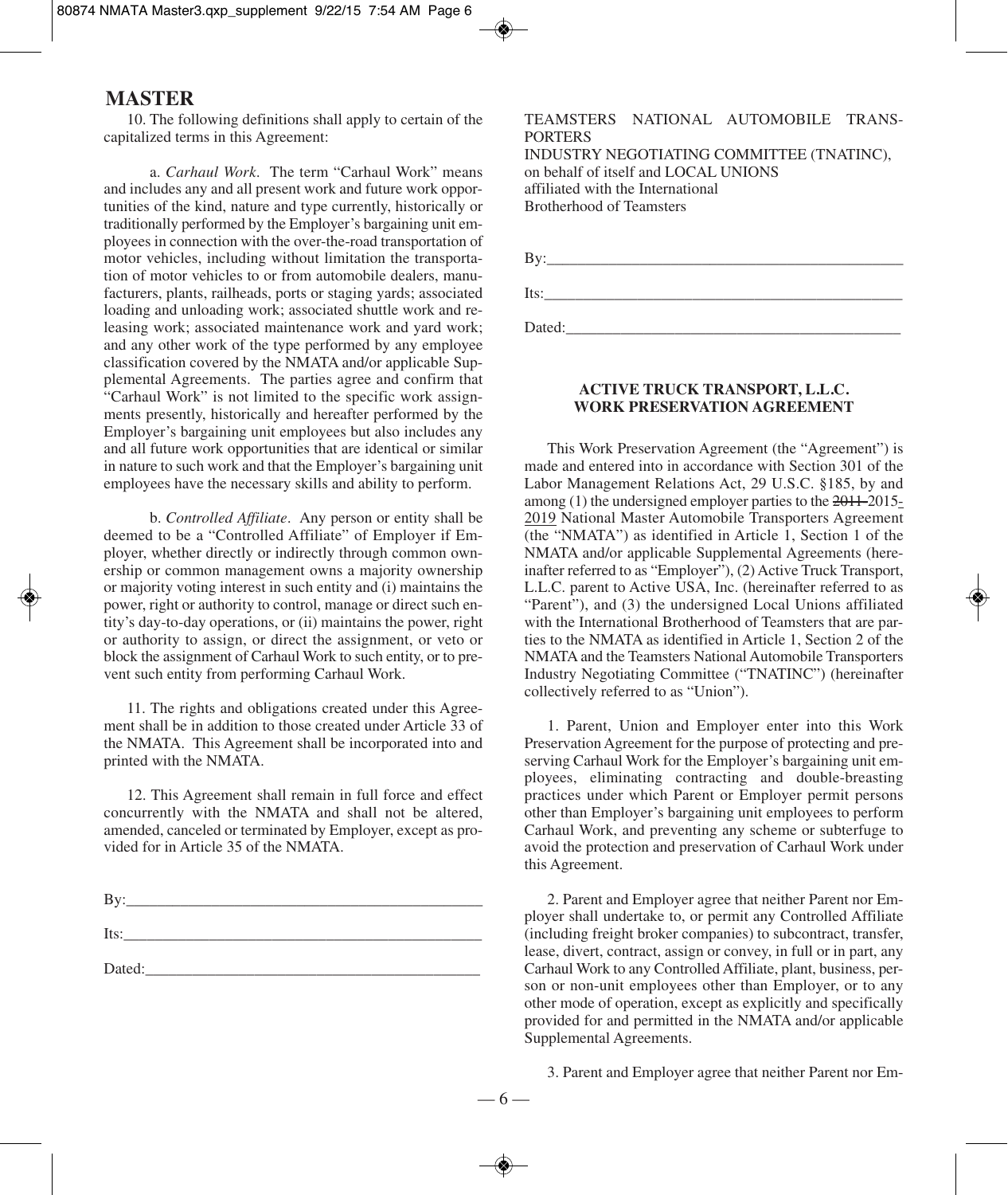# MASTER

10. The following definitions shall apply to certain of the capitalized terms in this Agreement:

a. *Carhaul Work*. The term "Carhaul Work" means and includes any and all present work and future work opportunities of the kind, nature and type currently, historically or traditionally performed by the Employer's bargaining unit employees in connection with the over-the-road transportation of motor vehicles, including without limitation the transportation of motor vehicles to or from automobile dealers, manufacturers, plants, railheads, ports or staging yards; associated loading and unloading work; associated shuttle work and releasing work; associated maintenance work and yard work; and any other work of the type performed by any employee classification covered by the NMATA and/or applicable Supplemental Agreements. The parties agree and confirm that "Carhaul Work" is not limited to the specific work assignments presently, historically and hereafter performed by the Employer's bargaining unit employees but also includes any and all future work opportunities that are identical or similar in nature to such work and that the Employer's bargaining unit employees have the necessary skills and ability to perform.

b. *Controlled Affiliate*. Any person or entity shall be deemed to be a "Controlled Affiliate" of Employer if Employer, whether directly or indirectly through common ownership or common management owns a majority ownership or majority voting interest in such entity and (i) maintains the power, right or authority to control, manage or direct such entity's day-to-day operations, or (ii) maintains the power, right or authority to assign, or direct the assignment, or veto or block the assignment of Carhaul Work to such entity, or to prevent such entity from performing Carhaul Work.

11. The rights and obligations created under this Agreement shall be in addition to those created under Article 33 of the NMATA. This Agreement shall be incorporated into and printed with the NMATA.

12. This Agreement shall remain in full force and effect concurrently with the NMATA and shall not be altered, amended, canceled or terminated by Employer, except as provided for in Article 35 of the NMATA.

By:_______________________________________________

Its:_______________________________________________

Dated:____________________________________________

TEAMSTERS NATIONAL AUTOMOBILE TRANSPORTERS
INDUSTRY NEGOTIATING COMMITTEE (TNATINC),
on behalf of itself and LOCAL UNIONS
affiliated with the International
Brotherhood of Teamsters

By:_______________________________________________

Its:_______________________________________________

Dated:____________________________________________

## ACTIVE TRUCK TRANSPORT, L.L.C.
## WORK PRESERVATION AGREEMENT

This Work Preservation Agreement (the "Agreement") is made and entered into in accordance with Section 301 of the Labor Management Relations Act, 29 U.S.C. §185, by and among (1) the undersigned employer parties to the ~~2011-~~2015-2019 National Master Automobile Transporters Agreement (the "NMATA") as identified in Article 1, Section 1 of the NMATA and/or applicable Supplemental Agreements (hereinafter referred to as "Employer"), (2) Active Truck Transport, L.L.C. parent to Active USA, Inc. (hereinafter referred to as "Parent"), and (3) the undersigned Local Unions affiliated with the International Brotherhood of Teamsters that are parties to the NMATA as identified in Article 1, Section 2 of the NMATA and the Teamsters National Automobile Transporters Industry Negotiating Committee ("TNATINC") (hereinafter collectively referred to as "Union").

1. Parent, Union and Employer enter into this Work Preservation Agreement for the purpose of protecting and preserving Carhaul Work for the Employer's bargaining unit employees, eliminating contracting and double-breasting practices under which Parent or Employer permit persons other than Employer's bargaining unit employees to perform Carhaul Work, and preventing any scheme or subterfuge to avoid the protection and preservation of Carhaul Work under this Agreement.

2. Parent and Employer agree that neither Parent nor Employer shall undertake to, or permit any Controlled Affiliate (including freight broker companies) to subcontract, transfer, lease, divert, contract, assign or convey, in full or in part, any Carhaul Work to any Controlled Affiliate, plant, business, person or non-unit employees other than Employer, or to any other mode of operation, except as explicitly and specifically provided for and permitted in the NMATA and/or applicable Supplemental Agreements.

3. Parent and Employer agree that neither Parent nor Em-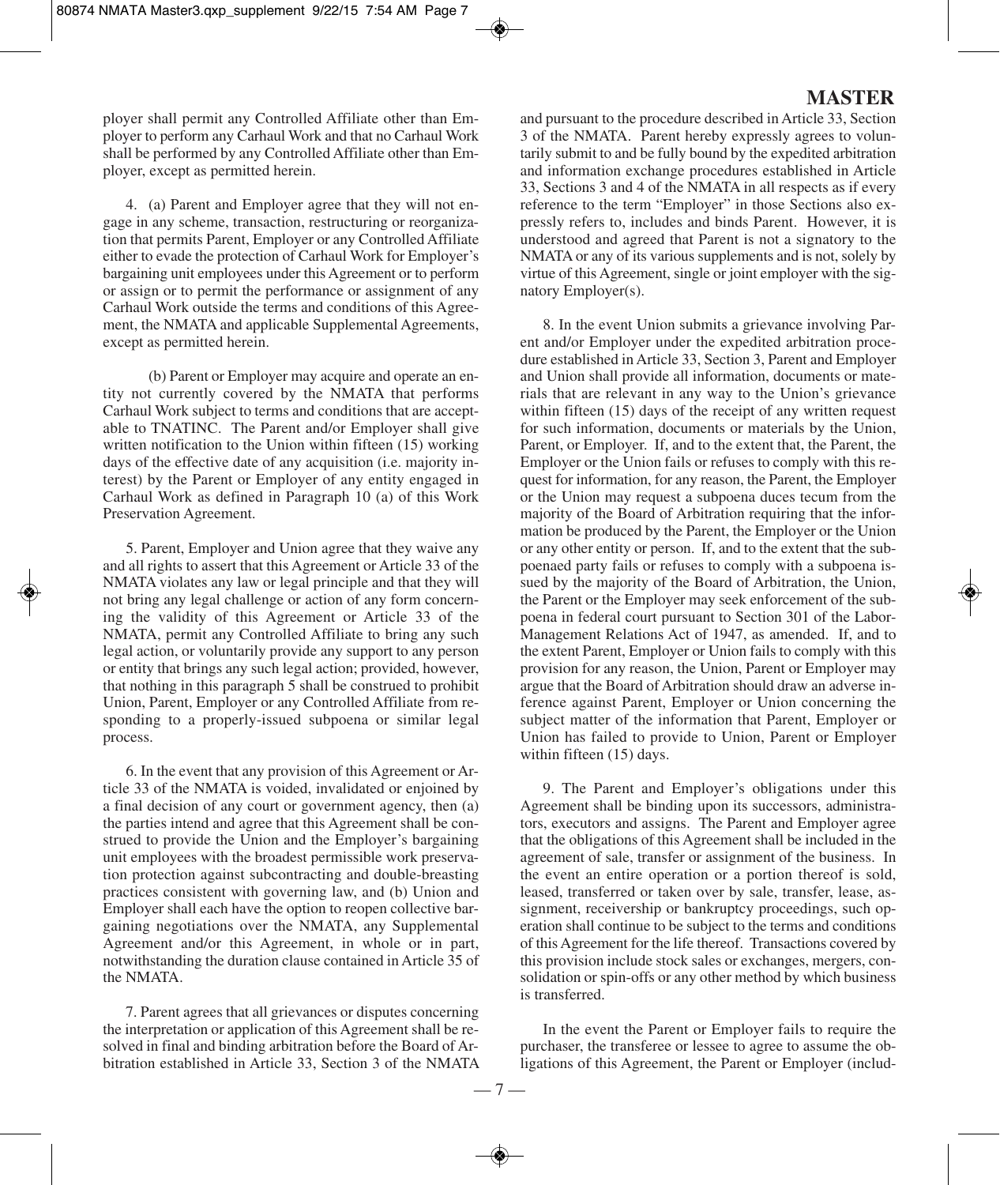ployer shall permit any Controlled Affiliate other than Employer to perform any Carhaul Work and that no Carhaul Work shall be performed by any Controlled Affiliate other than Employer, except as permitted herein.

4. (a) Parent and Employer agree that they will not engage in any scheme, transaction, restructuring or reorganization that permits Parent, Employer or any Controlled Affiliate either to evade the protection of Carhaul Work for Employer's bargaining unit employees under this Agreement or to perform or assign or to permit the performance or assignment of any Carhaul Work outside the terms and conditions of this Agreement, the NMATA and applicable Supplemental Agreements, except as permitted herein.

(b) Parent or Employer may acquire and operate an entity not currently covered by the NMATA that performs Carhaul Work subject to terms and conditions that are acceptable to TNATINC. The Parent and/or Employer shall give written notification to the Union within fifteen (15) working days of the effective date of any acquisition (i.e. majority interest) by the Parent or Employer of any entity engaged in Carhaul Work as defined in Paragraph 10 (a) of this Work Preservation Agreement.

5. Parent, Employer and Union agree that they waive any and all rights to assert that this Agreement or Article 33 of the NMATA violates any law or legal principle and that they will not bring any legal challenge or action of any form concerning the validity of this Agreement or Article 33 of the NMATA, permit any Controlled Affiliate to bring any such legal action, or voluntarily provide any support to any person or entity that brings any such legal action; provided, however, that nothing in this paragraph 5 shall be construed to prohibit Union, Parent, Employer or any Controlled Affiliate from responding to a properly-issued subpoena or similar legal process.

6. In the event that any provision of this Agreement or Article 33 of the NMATA is voided, invalidated or enjoined by a final decision of any court or government agency, then (a) the parties intend and agree that this Agreement shall be construed to provide the Union and the Employer's bargaining unit employees with the broadest permissible work preservation protection against subcontracting and double-breasting practices consistent with governing law, and (b) Union and Employer shall each have the option to reopen collective bargaining negotiations over the NMATA, any Supplemental Agreement and/or this Agreement, in whole or in part, notwithstanding the duration clause contained in Article 35 of the NMATA.

7. Parent agrees that all grievances or disputes concerning the interpretation or application of this Agreement shall be resolved in final and binding arbitration before the Board of Arbitration established in Article 33, Section 3 of the NMATA and pursuant to the procedure described in Article 33, Section 3 of the NMATA. Parent hereby expressly agrees to voluntarily submit to and be fully bound by the expedited arbitration and information exchange procedures established in Article 33, Sections 3 and 4 of the NMATA in all respects as if every reference to the term "Employer" in those Sections also expressly refers to, includes and binds Parent. However, it is understood and agreed that Parent is not a signatory to the NMATA or any of its various supplements and is not, solely by virtue of this Agreement, single or joint employer with the signatory Employer(s).

8. In the event Union submits a grievance involving Parent and/or Employer under the expedited arbitration procedure established in Article 33, Section 3, Parent and Employer and Union shall provide all information, documents or materials that are relevant in any way to the Union's grievance within fifteen (15) days of the receipt of any written request for such information, documents or materials by the Union, Parent, or Employer. If, and to the extent that, the Parent, the Employer or the Union fails or refuses to comply with this request for information, for any reason, the Parent, the Employer or the Union may request a subpoena duces tecum from the majority of the Board of Arbitration requiring that the information be produced by the Parent, the Employer or the Union or any other entity or person. If, and to the extent that the subpoenaed party fails or refuses to comply with a subpoena issued by the majority of the Board of Arbitration, the Union, the Parent or the Employer may seek enforcement of the subpoena in federal court pursuant to Section 301 of the Labor-Management Relations Act of 1947, as amended. If, and to the extent Parent, Employer or Union fails to comply with this provision for any reason, the Union, Parent or Employer may argue that the Board of Arbitration should draw an adverse inference against Parent, Employer or Union concerning the subject matter of the information that Parent, Employer or Union has failed to provide to Union, Parent or Employer within fifteen (15) days.

9. The Parent and Employer's obligations under this Agreement shall be binding upon its successors, administrators, executors and assigns. The Parent and Employer agree that the obligations of this Agreement shall be included in the agreement of sale, transfer or assignment of the business. In the event an entire operation or a portion thereof is sold, leased, transferred or taken over by sale, transfer, lease, assignment, receivership or bankruptcy proceedings, such operation shall continue to be subject to the terms and conditions of this Agreement for the life thereof. Transactions covered by this provision include stock sales or exchanges, mergers, consolidation or spin-offs or any other method by which business is transferred.

In the event the Parent or Employer fails to require the purchaser, the transferee or lessee to agree to assume the obligations of this Agreement, the Parent or Employer (includ-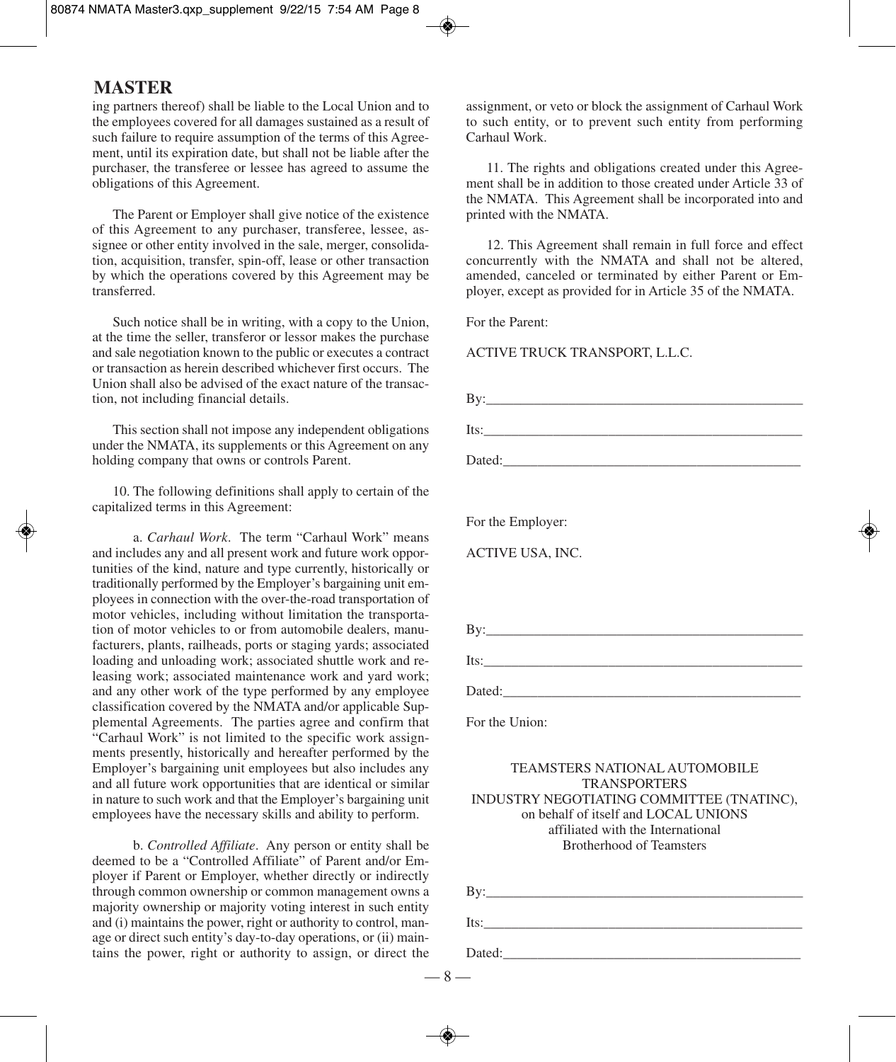ing partners thereof) shall be liable to the Local Union and to the employees covered for all damages sustained as a result of such failure to require assumption of the terms of this Agreement, until its expiration date, but shall not be liable after the purchaser, the transferee or lessee has agreed to assume the obligations of this Agreement.

The Parent or Employer shall give notice of the existence of this Agreement to any purchaser, transferee, lessee, assignee or other entity involved in the sale, merger, consolidation, acquisition, transfer, spin-off, lease or other transaction by which the operations covered by this Agreement may be transferred.

Such notice shall be in writing, with a copy to the Union, at the time the seller, transferor or lessor makes the purchase and sale negotiation known to the public or executes a contract or transaction as herein described whichever first occurs. The Union shall also be advised of the exact nature of the transaction, not including financial details.

This section shall not impose any independent obligations under the NMATA, its supplements or this Agreement on any holding company that owns or controls Parent.

10. The following definitions shall apply to certain of the capitalized terms in this Agreement:

a. *Carhaul Work*. The term "Carhaul Work" means and includes any and all present work and future work opportunities of the kind, nature and type currently, historically or traditionally performed by the Employer's bargaining unit employees in connection with the over-the-road transportation of motor vehicles, including without limitation the transportation of motor vehicles to or from automobile dealers, manufacturers, plants, railheads, ports or staging yards; associated loading and unloading work; associated shuttle work and releasing work; associated maintenance work and yard work; and any other work of the type performed by any employee classification covered by the NMATA and/or applicable Supplemental Agreements. The parties agree and confirm that "Carhaul Work" is not limited to the specific work assignments presently, historically and hereafter performed by the Employer's bargaining unit employees but also includes any and all future work opportunities that are identical or similar in nature to such work and that the Employer's bargaining unit employees have the necessary skills and ability to perform.

b. *Controlled Affiliate*. Any person or entity shall be deemed to be a "Controlled Affiliate" of Parent and/or Employer if Parent or Employer, whether directly or indirectly through common ownership or common management owns a majority ownership or majority voting interest in such entity and (i) maintains the power, right or authority to control, manage or direct such entity's day-to-day operations, or (ii) maintains the power, right or authority to assign, or direct the assignment, or veto or block the assignment of Carhaul Work to such entity, or to prevent such entity from performing Carhaul Work.

11. The rights and obligations created under this Agreement shall be in addition to those created under Article 33 of the NMATA. This Agreement shall be incorporated into and printed with the NMATA.

12. This Agreement shall remain in full force and effect concurrently with the NMATA and shall not be altered, amended, canceled or terminated by either Parent or Employer, except as provided for in Article 35 of the NMATA.

For the Parent:

ACTIVE TRUCK TRANSPORT, L.L.C.

By:\_\_\_\_\_\_\_\_\_\_\_\_\_\_\_\_\_\_\_\_\_\_\_\_\_\_\_\_\_\_\_\_\_\_\_\_\_\_\_\_

Its:\_\_\_\_\_\_\_\_\_\_\_\_\_\_\_\_\_\_\_\_\_\_\_\_\_\_\_\_\_\_\_\_\_\_\_\_\_\_\_\_

Dated:\_\_\_\_\_\_\_\_\_\_\_\_\_\_\_\_\_\_\_\_\_\_\_\_\_\_\_\_\_\_\_\_\_\_\_\_\_\_

For the Employer:

ACTIVE USA, INC.

By:\_\_\_\_\_\_\_\_\_\_\_\_\_\_\_\_\_\_\_\_\_\_\_\_\_\_\_\_\_\_\_\_\_\_\_\_\_\_\_\_

Its:\_\_\_\_\_\_\_\_\_\_\_\_\_\_\_\_\_\_\_\_\_\_\_\_\_\_\_\_\_\_\_\_\_\_\_\_\_\_\_\_

Dated:\_\_\_\_\_\_\_\_\_\_\_\_\_\_\_\_\_\_\_\_\_\_\_\_\_\_\_\_\_\_\_\_\_\_\_\_\_\_

For the Union:

TEAMSTERS NATIONAL AUTOMOBILE TRANSPORTERS INDUSTRY NEGOTIATING COMMITTEE (TNATINC), on behalf of itself and LOCAL UNIONS affiliated with the International Brotherhood of Teamsters

By:\_\_\_\_\_\_\_\_\_\_\_\_\_\_\_\_\_\_\_\_\_\_\_\_\_\_\_\_\_\_\_\_\_\_\_\_\_\_\_\_

Its:\_\_\_\_\_\_\_\_\_\_\_\_\_\_\_\_\_\_\_\_\_\_\_\_\_\_\_\_\_\_\_\_\_\_\_\_\_\_\_\_

Dated:\_\_\_\_\_\_\_\_\_\_\_\_\_\_\_\_\_\_\_\_\_\_\_\_\_\_\_\_\_\_\_\_\_\_\_\_\_\_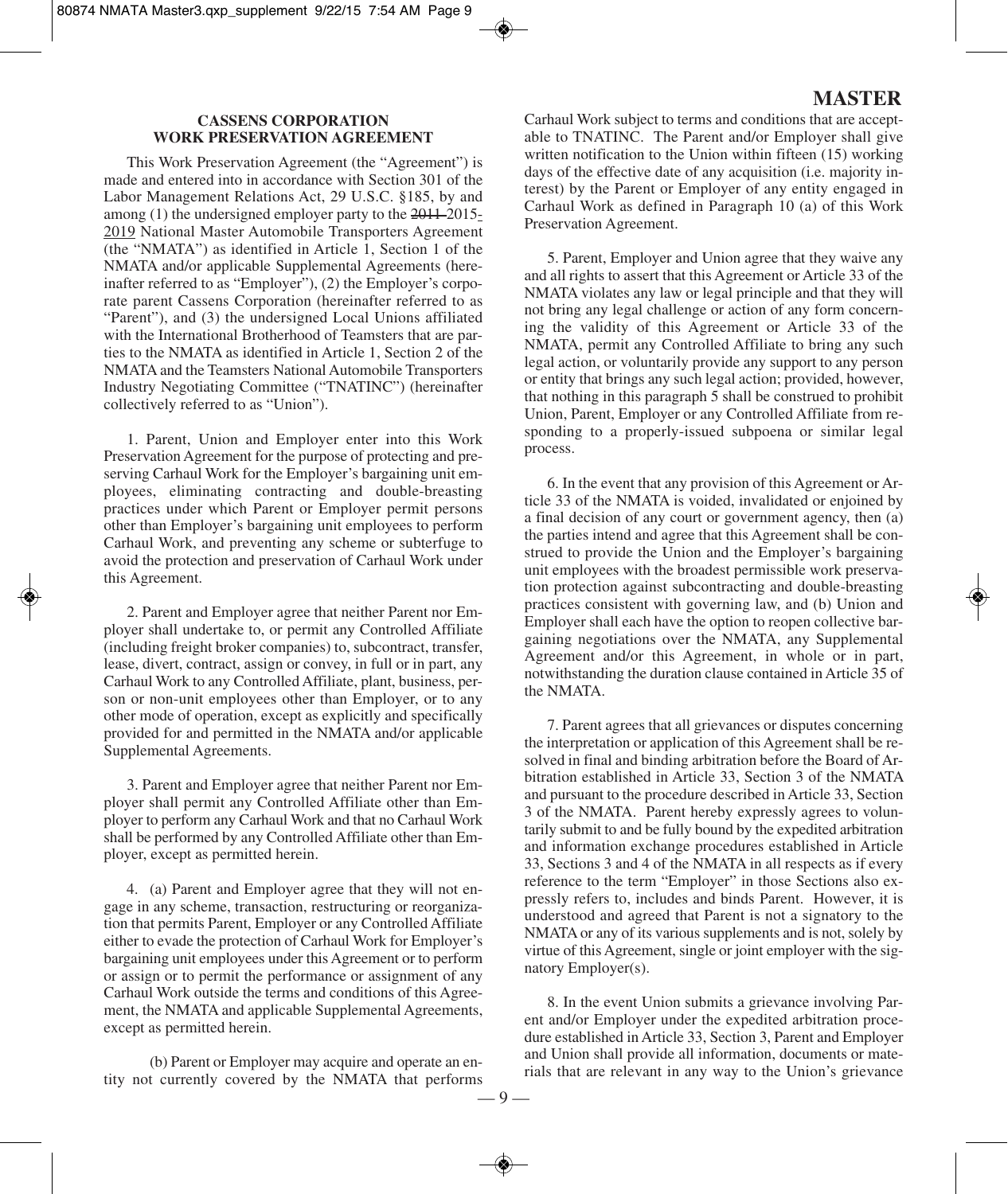## CASSENS CORPORATION WORK PRESERVATION AGREEMENT

This Work Preservation Agreement (the "Agreement") is made and entered into in accordance with Section 301 of the Labor Management Relations Act, 29 U.S.C. §185, by and among (1) the undersigned employer party to the ~~2011~~ 2015-2019 National Master Automobile Transporters Agreement (the "NMATA") as identified in Article 1, Section 1 of the NMATA and/or applicable Supplemental Agreements (hereinafter referred to as "Employer"), (2) the Employer's corporate parent Cassens Corporation (hereinafter referred to as "Parent"), and (3) the undersigned Local Unions affiliated with the International Brotherhood of Teamsters that are parties to the NMATA as identified in Article 1, Section 2 of the NMATA and the Teamsters National Automobile Transporters Industry Negotiating Committee ("TNATINC") (hereinafter collectively referred to as "Union").

1. Parent, Union and Employer enter into this Work Preservation Agreement for the purpose of protecting and preserving Carhaul Work for the Employer's bargaining unit employees, eliminating contracting and double-breasting practices under which Parent or Employer permit persons other than Employer's bargaining unit employees to perform Carhaul Work, and preventing any scheme or subterfuge to avoid the protection and preservation of Carhaul Work under this Agreement.

2. Parent and Employer agree that neither Parent nor Employer shall undertake to, or permit any Controlled Affiliate (including freight broker companies) to, subcontract, transfer, lease, divert, contract, assign or convey, in full or in part, any Carhaul Work to any Controlled Affiliate, plant, business, person or non-unit employees other than Employer, or to any other mode of operation, except as explicitly and specifically provided for and permitted in the NMATA and/or applicable Supplemental Agreements.

3. Parent and Employer agree that neither Parent nor Employer shall permit any Controlled Affiliate other than Employer to perform any Carhaul Work and that no Carhaul Work shall be performed by any Controlled Affiliate other than Employer, except as permitted herein.

4. (a) Parent and Employer agree that they will not engage in any scheme, transaction, restructuring or reorganization that permits Parent, Employer or any Controlled Affiliate either to evade the protection of Carhaul Work for Employer's bargaining unit employees under this Agreement or to perform or assign or to permit the performance or assignment of any Carhaul Work outside the terms and conditions of this Agreement, the NMATA and applicable Supplemental Agreements, except as permitted herein.

(b) Parent or Employer may acquire and operate an entity not currently covered by the NMATA that performs Carhaul Work subject to terms and conditions that are acceptable to TNATINC. The Parent and/or Employer shall give written notification to the Union within fifteen (15) working days of the effective date of any acquisition (i.e. majority interest) by the Parent or Employer of any entity engaged in Carhaul Work as defined in Paragraph 10 (a) of this Work Preservation Agreement.

5. Parent, Employer and Union agree that they waive any and all rights to assert that this Agreement or Article 33 of the NMATA violates any law or legal principle and that they will not bring any legal challenge or action of any form concerning the validity of this Agreement or Article 33 of the NMATA, permit any Controlled Affiliate to bring any such legal action, or voluntarily provide any support to any person or entity that brings any such legal action; provided, however, that nothing in this paragraph 5 shall be construed to prohibit Union, Parent, Employer or any Controlled Affiliate from responding to a properly-issued subpoena or similar legal process.

6. In the event that any provision of this Agreement or Article 33 of the NMATA is voided, invalidated or enjoined by a final decision of any court or government agency, then (a) the parties intend and agree that this Agreement shall be construed to provide the Union and the Employer's bargaining unit employees with the broadest permissible work preservation protection against subcontracting and double-breasting practices consistent with governing law, and (b) Union and Employer shall each have the option to reopen collective bargaining negotiations over the NMATA, any Supplemental Agreement and/or this Agreement, in whole or in part, notwithstanding the duration clause contained in Article 35 of the NMATA.

7. Parent agrees that all grievances or disputes concerning the interpretation or application of this Agreement shall be resolved in final and binding arbitration before the Board of Arbitration established in Article 33, Section 3 of the NMATA and pursuant to the procedure described in Article 33, Section 3 of the NMATA. Parent hereby expressly agrees to voluntarily submit to and be fully bound by the expedited arbitration and information exchange procedures established in Article 33, Sections 3 and 4 of the NMATA in all respects as if every reference to the term "Employer" in those Sections also expressly refers to, includes and binds Parent. However, it is understood and agreed that Parent is not a signatory to the NMATA or any of its various supplements and is not, solely by virtue of this Agreement, single or joint employer with the signatory Employer(s).

8. In the event Union submits a grievance involving Parent and/or Employer under the expedited arbitration procedure established in Article 33, Section 3, Parent and Employer and Union shall provide all information, documents or materials that are relevant in any way to the Union's grievance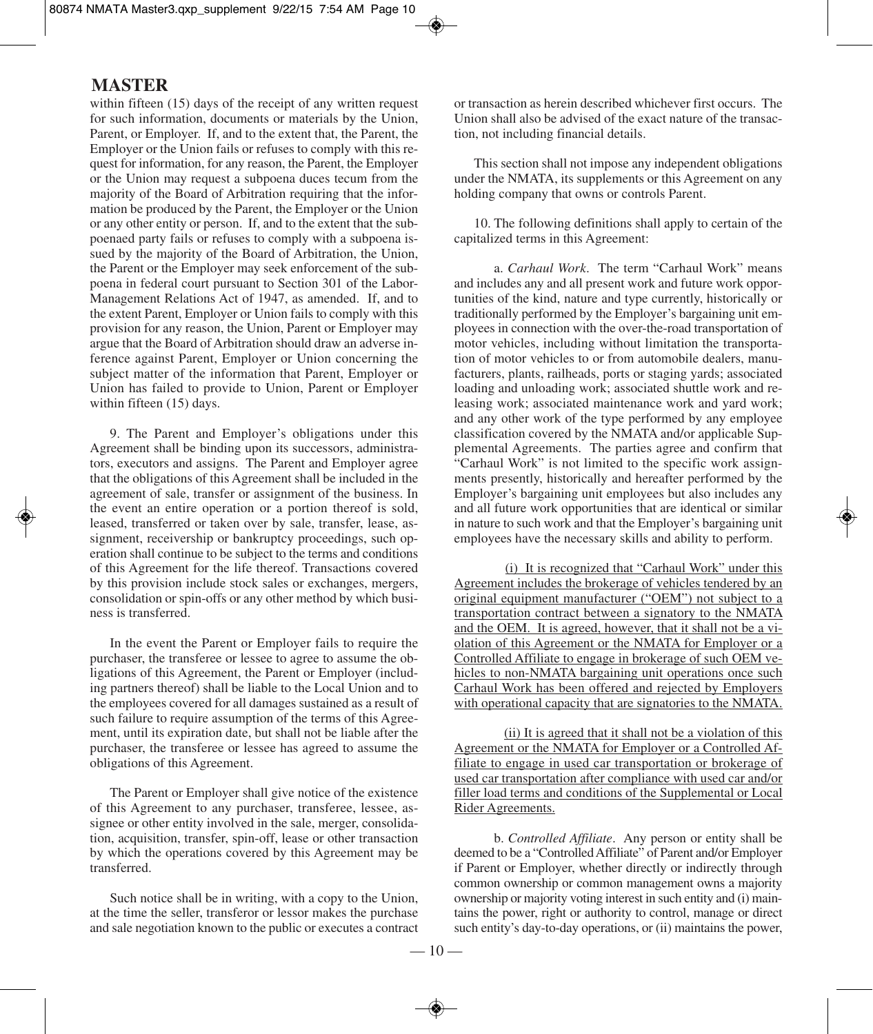within fifteen (15) days of the receipt of any written request for such information, documents or materials by the Union, Parent, or Employer. If, and to the extent that, the Parent, the Employer or the Union fails or refuses to comply with this request for information, for any reason, the Parent, the Employer or the Union may request a subpoena duces tecum from the majority of the Board of Arbitration requiring that the information be produced by the Parent, the Employer or the Union or any other entity or person. If, and to the extent that the subpoenaed party fails or refuses to comply with a subpoena issued by the majority of the Board of Arbitration, the Union, the Parent or the Employer may seek enforcement of the subpoena in federal court pursuant to Section 301 of the Labor-Management Relations Act of 1947, as amended. If, and to the extent Parent, Employer or Union fails to comply with this provision for any reason, the Union, Parent or Employer may argue that the Board of Arbitration should draw an adverse inference against Parent, Employer or Union concerning the subject matter of the information that Parent, Employer or Union has failed to provide to Union, Parent or Employer within fifteen (15) days.

9. The Parent and Employer's obligations under this Agreement shall be binding upon its successors, administrators, executors and assigns. The Parent and Employer agree that the obligations of this Agreement shall be included in the agreement of sale, transfer or assignment of the business. In the event an entire operation or a portion thereof is sold, leased, transferred or taken over by sale, transfer, lease, assignment, receivership or bankruptcy proceedings, such operation shall continue to be subject to the terms and conditions of this Agreement for the life thereof. Transactions covered by this provision include stock sales or exchanges, mergers, consolidation or spin-offs or any other method by which business is transferred.

In the event the Parent or Employer fails to require the purchaser, the transferee or lessee to agree to assume the obligations of this Agreement, the Parent or Employer (including partners thereof) shall be liable to the Local Union and to the employees covered for all damages sustained as a result of such failure to require assumption of the terms of this Agreement, until its expiration date, but shall not be liable after the purchaser, the transferee or lessee has agreed to assume the obligations of this Agreement.

The Parent or Employer shall give notice of the existence of this Agreement to any purchaser, transferee, lessee, assignee or other entity involved in the sale, merger, consolidation, acquisition, transfer, spin-off, lease or other transaction by which the operations covered by this Agreement may be transferred.

Such notice shall be in writing, with a copy to the Union, at the time the seller, transferor or lessor makes the purchase and sale negotiation known to the public or executes a contract or transaction as herein described whichever first occurs. The Union shall also be advised of the exact nature of the transaction, not including financial details.

This section shall not impose any independent obligations under the NMATA, its supplements or this Agreement on any holding company that owns or controls Parent.

10. The following definitions shall apply to certain of the capitalized terms in this Agreement:

a. *Carhaul Work*. The term "Carhaul Work" means and includes any and all present work and future work opportunities of the kind, nature and type currently, historically or traditionally performed by the Employer's bargaining unit employees in connection with the over-the-road transportation of motor vehicles, including without limitation the transportation of motor vehicles to or from automobile dealers, manufacturers, plants, railheads, ports or staging yards; associated loading and unloading work; associated shuttle work and releasing work; associated maintenance work and yard work; and any other work of the type performed by any employee classification covered by the NMATA and/or applicable Supplemental Agreements. The parties agree and confirm that "Carhaul Work" is not limited to the specific work assignments presently, historically and hereafter performed by the Employer's bargaining unit employees but also includes any and all future work opportunities that are identical or similar in nature to such work and that the Employer's bargaining unit employees have the necessary skills and ability to perform.

<u>(i) It is recognized that "Carhaul Work" under this Agreement includes the brokerage of vehicles tendered by an original equipment manufacturer ("OEM") not subject to a transportation contract between a signatory to the NMATA and the OEM. It is agreed, however, that it shall not be a violation of this Agreement or the NMATA for Employer or a Controlled Affiliate to engage in brokerage of such OEM vehicles to non-NMATA bargaining unit operations once such Carhaul Work has been offered and rejected by Employers with operational capacity that are signatories to the NMATA.</u>

<u>(ii) It is agreed that it shall not be a violation of this Agreement or the NMATA for Employer or a Controlled Affiliate to engage in used car transportation or brokerage of used car transportation after compliance with used car and/or filler load terms and conditions of the Supplemental or Local Rider Agreements.</u>

b. *Controlled Affiliate*. Any person or entity shall be deemed to be a "Controlled Affiliate" of Parent and/or Employer if Parent or Employer, whether directly or indirectly through common ownership or common management owns a majority ownership or majority voting interest in such entity and (i) maintains the power, right or authority to control, manage or direct such entity's day-to-day operations, or (ii) maintains the power,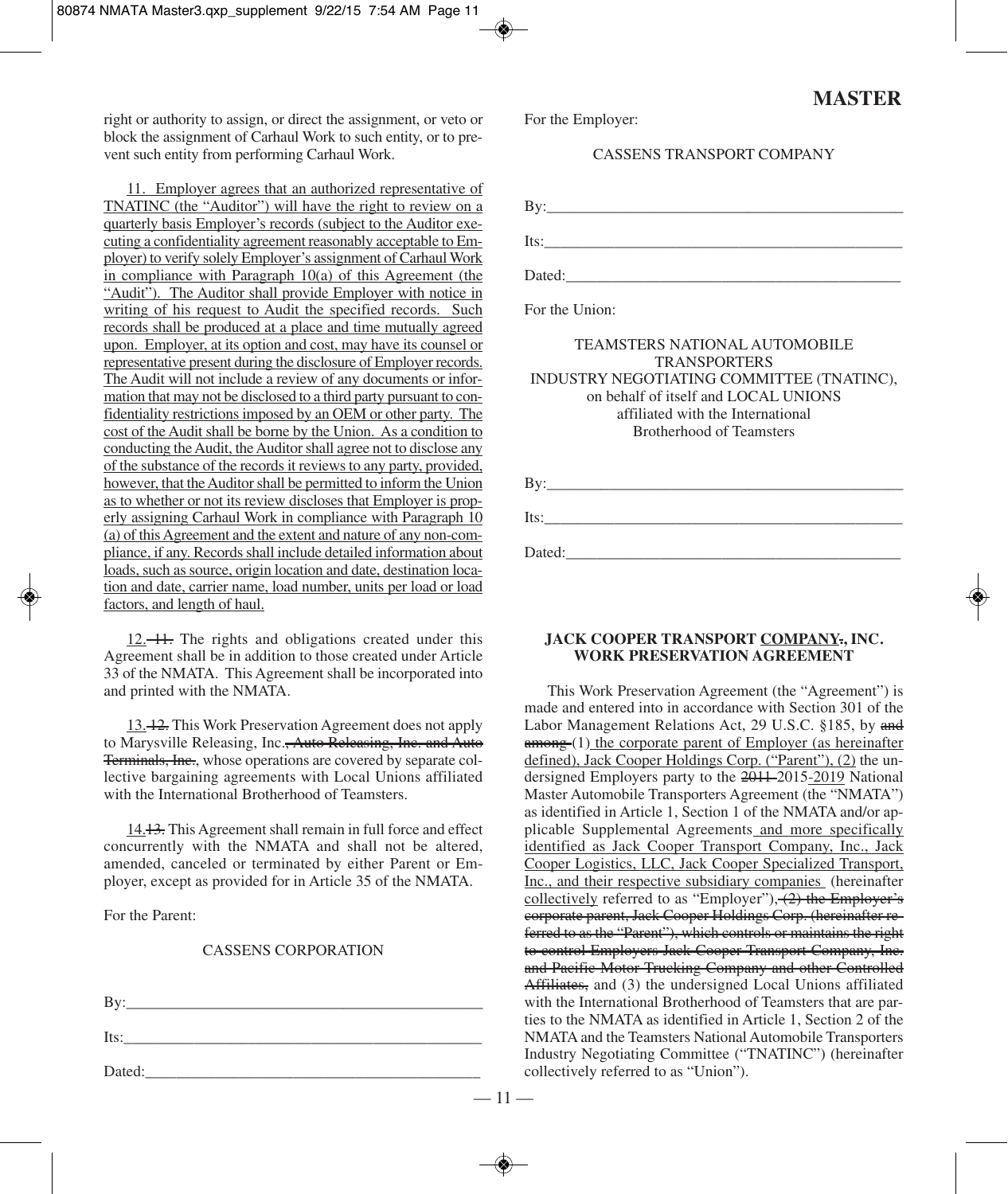right or authority to assign, or direct the assignment, or veto or block the assignment of Carhaul Work to such entity, or to prevent such entity from performing Carhaul Work.

11. Employer agrees that an authorized representative of TNATINC (the "Auditor") will have the right to review on a quarterly basis Employer's records (subject to the Auditor executing a confidentiality agreement reasonably acceptable to Employer) to verify solely Employer's assignment of Carhaul Work in compliance with Paragraph 10(a) of this Agreement (the "Audit"). The Auditor shall provide Employer with notice in writing of his request to Audit the specified records. Such records shall be produced at a place and time mutually agreed upon. Employer, at its option and cost, may have its counsel or representative present during the disclosure of Employer records. The Audit will not include a review of any documents or information that may not be disclosed to a third party pursuant to confidentiality restrictions imposed by an OEM or other party. The cost of the Audit shall be borne by the Union. As a condition to conducting the Audit, the Auditor shall agree not to disclose any of the substance of the records it reviews to any party, provided, however, that the Auditor shall be permitted to inform the Union as to whether or not its review discloses that Employer is properly assigning Carhaul Work in compliance with Paragraph 10 (a) of this Agreement and the extent and nature of any non-compliance, if any. Records shall include detailed information about loads, such as source, origin location and date, destination location and date, carrier name, load number, units per load or load factors, and length of haul.

12. ~~11.~~ The rights and obligations created under this Agreement shall be in addition to those created under Article 33 of the NMATA. This Agreement shall be incorporated into and printed with the NMATA.

13. ~~12.~~ This Work Preservation Agreement does not apply to Marysville Releasing, Inc.~~, Auto Releasing, Inc. and Auto Terminals, Inc.~~, whose operations are covered by separate collective bargaining agreements with Local Unions affiliated with the International Brotherhood of Teamsters.

14. ~~13.~~ This Agreement shall remain in full force and effect concurrently with the NMATA and shall not be altered, amended, canceled or terminated by either Parent or Employer, except as provided for in Article 35 of the NMATA.

For the Parent:

CASSENS CORPORATION

By:_______________________________________________

Its:_______________________________________________

Dated:____________________________________________

For the Employer:

CASSENS TRANSPORT COMPANY

By:_______________________________________________

Its:_______________________________________________

Dated:____________________________________________

For the Union:

TEAMSTERS NATIONAL AUTOMOBILE TRANSPORTERS INDUSTRY NEGOTIATING COMMITTEE (TNATINC), on behalf of itself and LOCAL UNIONS affiliated with the International Brotherhood of Teamsters

By:_______________________________________________

Its:_______________________________________________

Dated:____________________________________________

## JACK COOPER TRANSPORT COMPANY~~,~~, INC. WORK PRESERVATION AGREEMENT

This Work Preservation Agreement (the "Agreement") is made and entered into in accordance with Section 301 of the Labor Management Relations Act, 29 U.S.C. §185, by ~~and among~~ (1) the corporate parent of Employer (as hereinafter defined), Jack Cooper Holdings Corp. ("Parent"), (2) the undersigned Employers party to the ~~2011~~ 2015-2019 National Master Automobile Transporters Agreement (the "NMATA") as identified in Article 1, Section 1 of the NMATA and/or applicable Supplemental Agreements and more specifically identified as Jack Cooper Transport Company, Inc., Jack Cooper Logistics, LLC, Jack Cooper Specialized Transport, Inc., and their respective subsidiary companies (hereinafter collectively referred to as "Employer")~~, (2) the Employer's corporate parent, Jack Cooper Holdings Corp. (hereinafter referred to as the "Parent"), which controls or maintains the right to control Employers Jack Cooper Transport Company, Inc. and Pacific Motor Trucking Company and other Controlled Affiliates,~~ and (3) the undersigned Local Unions affiliated with the International Brotherhood of Teamsters that are parties to the NMATA as identified in Article 1, Section 2 of the NMATA and the Teamsters National Automobile Transporters Industry Negotiating Committee ("TNATINC") (hereinafter collectively referred to as "Union").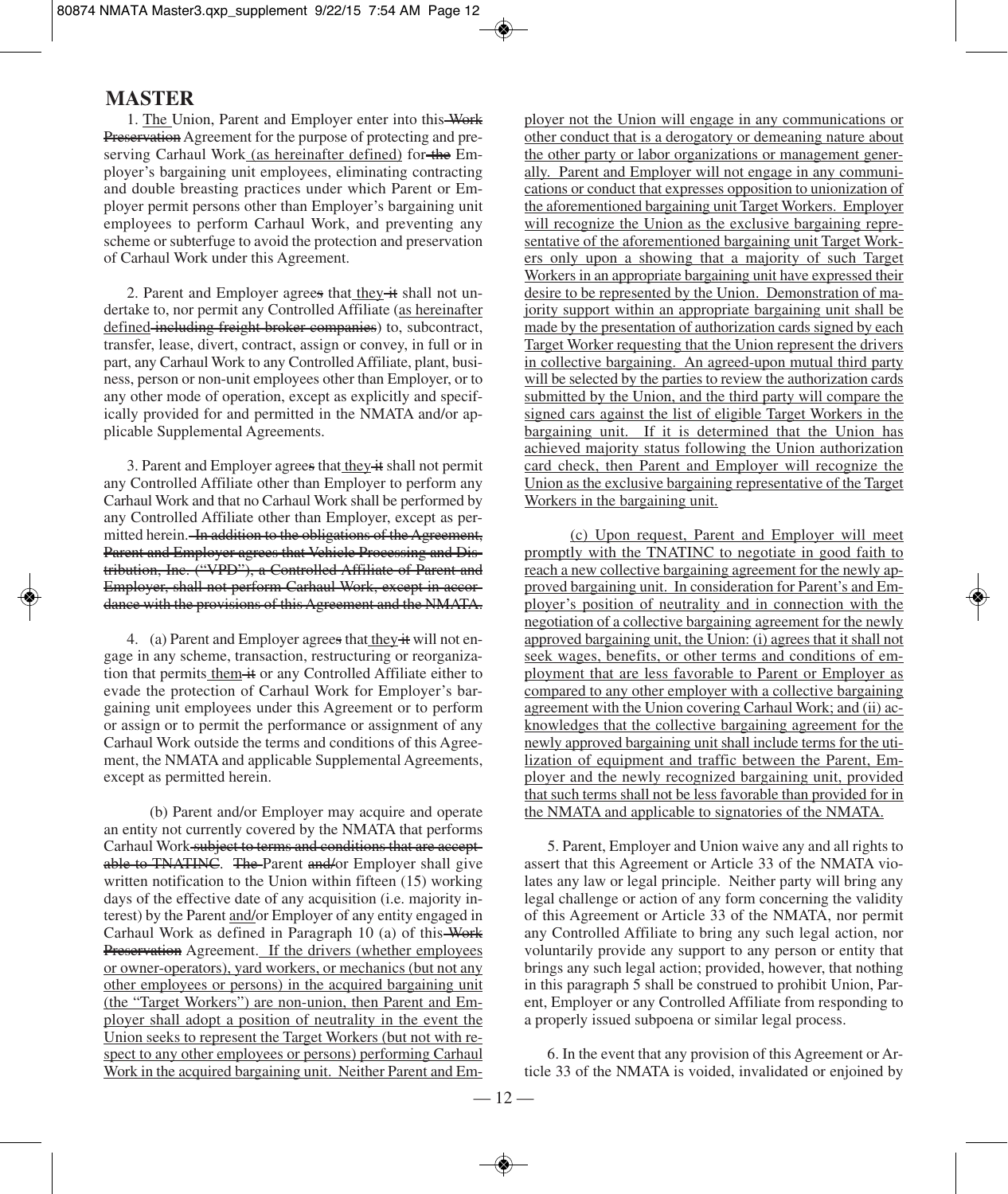# MASTER

1. The Union, Parent and Employer enter into this ~~Work Preservation~~ Agreement for the purpose of protecting and preserving Carhaul Work (as hereinafter defined) for ~~the~~ Employer's bargaining unit employees, eliminating contracting and double breasting practices under which Parent or Employer permit persons other than Employer's bargaining unit employees to perform Carhaul Work, and preventing any scheme or subterfuge to avoid the protection and preservation of Carhaul Work under this Agreement.

2. Parent and Employer agree~~s~~ that they ~~it~~ shall not undertake to, nor permit any Controlled Affiliate (as hereinafter defined ~~including freight broker companies~~) to, subcontract, transfer, lease, divert, contract, assign or convey, in full or in part, any Carhaul Work to any Controlled Affiliate, plant, business, person or non-unit employees other than Employer, or to any other mode of operation, except as explicitly and specifically provided for and permitted in the NMATA and/or applicable Supplemental Agreements.

3. Parent and Employer agree~~s~~ that they ~~it~~ shall not permit any Controlled Affiliate other than Employer to perform any Carhaul Work and that no Carhaul Work shall be performed by any Controlled Affiliate other than Employer, except as permitted herein. ~~In addition to the obligations of the Agreement, Parent and Employer agrees that Vehicle Processing and Distribution, Inc. ("VPD"), a Controlled Affiliate of Parent and Employer, shall not perform Carhaul Work, except in accordance with the provisions of this Agreement and the NMATA.~~

4. (a) Parent and Employer agree~~s~~ that they ~~it~~ will not engage in any scheme, transaction, restructuring or reorganization that permits them ~~it~~ or any Controlled Affiliate either to evade the protection of Carhaul Work for Employer's bargaining unit employees under this Agreement or to perform or assign or to permit the performance or assignment of any Carhaul Work outside the terms and conditions of this Agreement, the NMATA and applicable Supplemental Agreements, except as permitted herein.

(b) Parent and/or Employer may acquire and operate an entity not currently covered by the NMATA that performs Carhaul Work ~~subject to terms and conditions that are acceptable to TNATINC~~. ~~The~~ Parent ~~and/~~or Employer shall give written notification to the Union within fifteen (15) working days of the effective date of any acquisition (i.e. majority interest) by the Parent and/or Employer of any entity engaged in Carhaul Work as defined in Paragraph 10 (a) of this ~~Work Preservation~~ Agreement. If the drivers (whether employees or owner-operators), yard workers, or mechanics (but not any other employees or persons) in the acquired bargaining unit (the "Target Workers") are non-union, then Parent and Employer shall adopt a position of neutrality in the event the Union seeks to represent the Target Workers (but not with respect to any other employees or persons) performing Carhaul Work in the acquired bargaining unit. Neither Parent and Employer not the Union will engage in any communications or other conduct that is a derogatory or demeaning nature about the other party or labor organizations or management generally. Parent and Employer will not engage in any communications or conduct that expresses opposition to unionization of the aforementioned bargaining unit Target Workers. Employer will recognize the Union as the exclusive bargaining representative of the aforementioned bargaining unit Target Workers only upon a showing that a majority of such Target Workers in an appropriate bargaining unit have expressed their desire to be represented by the Union. Demonstration of majority support within an appropriate bargaining unit shall be made by the presentation of authorization cards signed by each Target Worker requesting that the Union represent the drivers in collective bargaining. An agreed-upon mutual third party will be selected by the parties to review the authorization cards submitted by the Union, and the third party will compare the signed cars against the list of eligible Target Workers in the bargaining unit. If it is determined that the Union has achieved majority status following the Union authorization card check, then Parent and Employer will recognize the Union as the exclusive bargaining representative of the Target Workers in the bargaining unit.

(c) Upon request, Parent and Employer will meet promptly with the TNATINC to negotiate in good faith to reach a new collective bargaining agreement for the newly approved bargaining unit. In consideration for Parent's and Employer's position of neutrality and in connection with the negotiation of a collective bargaining agreement for the newly approved bargaining unit, the Union: (i) agrees that it shall not seek wages, benefits, or other terms and conditions of employment that are less favorable to Parent or Employer as compared to any other employer with a collective bargaining agreement with the Union covering Carhaul Work; and (ii) acknowledges that the collective bargaining agreement for the newly approved bargaining unit shall include terms for the utilization of equipment and traffic between the Parent, Employer and the newly recognized bargaining unit, provided that such terms shall not be less favorable than provided for in the NMATA and applicable to signatories of the NMATA.

5. Parent, Employer and Union waive any and all rights to assert that this Agreement or Article 33 of the NMATA violates any law or legal principle. Neither party will bring any legal challenge or action of any form concerning the validity of this Agreement or Article 33 of the NMATA, nor permit any Controlled Affiliate to bring any such legal action, nor voluntarily provide any support to any person or entity that brings any such legal action; provided, however, that nothing in this paragraph 5 shall be construed to prohibit Union, Parent, Employer or any Controlled Affiliate from responding to a properly issued subpoena or similar legal process.

6. In the event that any provision of this Agreement or Article 33 of the NMATA is voided, invalidated or enjoined by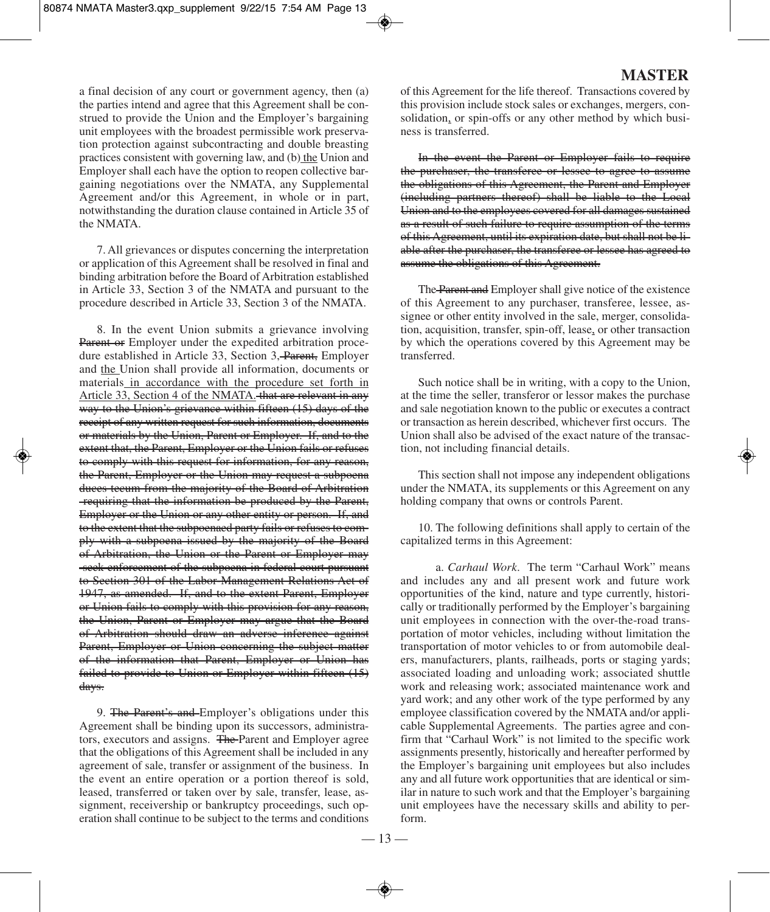a final decision of any court or government agency, then (a) the parties intend and agree that this Agreement shall be construed to provide the Union and the Employer's bargaining unit employees with the broadest permissible work preservation protection against subcontracting and double breasting practices consistent with governing law, and (b) <u>the</u> Union and Employer shall each have the option to reopen collective bargaining negotiations over the NMATA, any Supplemental Agreement and/or this Agreement, in whole or in part, notwithstanding the duration clause contained in Article 35 of the NMATA.

7. All grievances or disputes concerning the interpretation or application of this Agreement shall be resolved in final and binding arbitration before the Board of Arbitration established in Article 33, Section 3 of the NMATA and pursuant to the procedure described in Article 33, Section 3 of the NMATA.

8. In the event Union submits a grievance involving ~~Parent or~~ Employer under the expedited arbitration procedure established in Article 33, Section 3, ~~Parent,~~ Employer and <u>the</u> Union shall provide all information, documents or materials <u>in accordance with the procedure set forth in Article 33, Section 4 of the NMATA.</u> ~~that are relevant in any way to the Union's grievance within fifteen (15) days of the receipt of any written request for such information, documents or materials by the Union, Parent or Employer. If, and to the extent that, the Parent, Employer or the Union fails or refuses to comply with this request for information, for any reason, the Parent, Employer or the Union may request a subpoena duces tecum from the majority of the Board of Arbitration requiring that the information be produced by the Parent, Employer or the Union or any other entity or person. If, and to the extent that the subpoenaed party fails or refuses to comply with a subpoena issued by the majority of the Board of Arbitration, the Union or the Parent or Employer may seek enforcement of the subpoena in federal court pursuant to Section 301 of the Labor Management Relations Act of 1947, as amended. If, and to the extent Parent, Employer or Union fails to comply with this provision for any reason, the Union, Parent or Employer may argue that the Board of Arbitration should draw an adverse inference against Parent, Employer or Union concerning the subject matter of the information that Parent, Employer or Union has failed to provide to Union or Employer within fifteen (15) days.~~

9. ~~The Parent's and~~ Employer's obligations under this Agreement shall be binding upon its successors, administrators, executors and assigns. ~~The~~ Parent and Employer agree that the obligations of this Agreement shall be included in any agreement of sale, transfer or assignment of the business. In the event an entire operation or a portion thereof is sold, leased, transferred or taken over by sale, transfer, lease, assignment, receivership or bankruptcy proceedings, such operation shall continue to be subject to the terms and conditions of this Agreement for the life thereof. Transactions covered by this provision include stock sales or exchanges, mergers, consolidation<u>,</u> or spin-offs or any other method by which business is transferred.

~~In the event the Parent or Employer fails to require the purchaser, the transferee or lessee to agree to assume the obligations of this Agreement, the Parent and Employer (including partners thereof) shall be liable to the Local Union and to the employees covered for all damages sustained as a result of such failure to require assumption of the terms of this Agreement, until its expiration date, but shall not be liable after the purchaser, the transferee or lessee has agreed to assume the obligations of this Agreement.~~

The ~~Parent and~~ Employer shall give notice of the existence of this Agreement to any purchaser, transferee, lessee, assignee or other entity involved in the sale, merger, consolidation, acquisition, transfer, spin-off, lease<u>,</u> or other transaction by which the operations covered by this Agreement may be transferred.

Such notice shall be in writing, with a copy to the Union, at the time the seller, transferor or lessor makes the purchase and sale negotiation known to the public or executes a contract or transaction as herein described, whichever first occurs. The Union shall also be advised of the exact nature of the transaction, not including financial details.

This section shall not impose any independent obligations under the NMATA, its supplements or this Agreement on any holding company that owns or controls Parent.

10. The following definitions shall apply to certain of the capitalized terms in this Agreement:

a. *Carhaul Work.* The term "Carhaul Work" means and includes any and all present work and future work opportunities of the kind, nature and type currently, historically or traditionally performed by the Employer's bargaining unit employees in connection with the over-the-road transportation of motor vehicles, including without limitation the transportation of motor vehicles to or from automobile dealers, manufacturers, plants, railheads, ports or staging yards; associated loading and unloading work; associated shuttle work and releasing work; associated maintenance work and yard work; and any other work of the type performed by any employee classification covered by the NMATA and/or applicable Supplemental Agreements. The parties agree and confirm that "Carhaul Work" is not limited to the specific work assignments presently, historically and hereafter performed by the Employer's bargaining unit employees but also includes any and all future work opportunities that are identical or similar in nature to such work and that the Employer's bargaining unit employees have the necessary skills and ability to perform.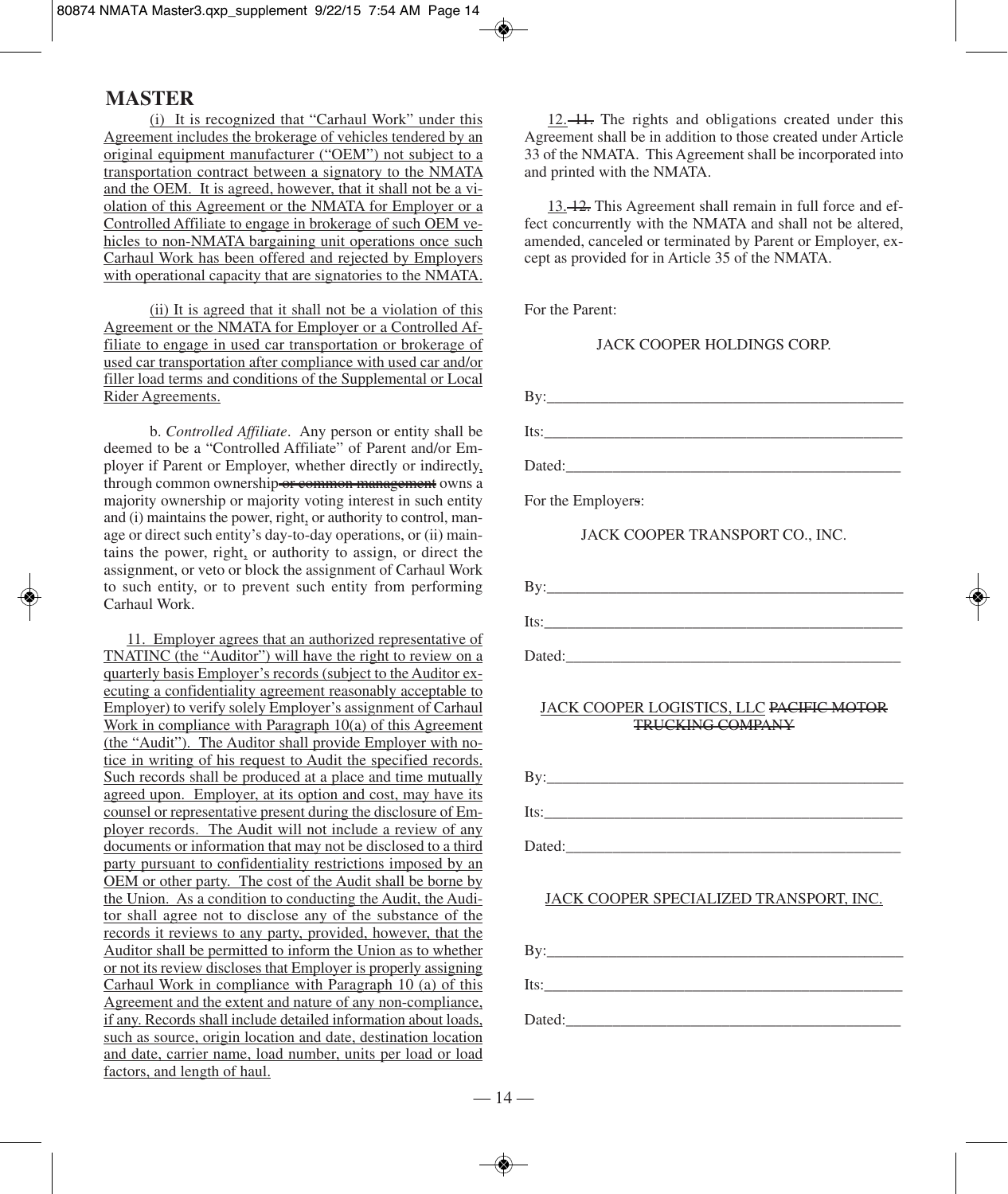# MASTER

(i) It is recognized that "Carhaul Work" under this Agreement includes the brokerage of vehicles tendered by an original equipment manufacturer ("OEM") not subject to a transportation contract between a signatory to the NMATA and the OEM. It is agreed, however, that it shall not be a violation of this Agreement or the NMATA for Employer or a Controlled Affiliate to engage in brokerage of such OEM vehicles to non-NMATA bargaining unit operations once such Carhaul Work has been offered and rejected by Employers with operational capacity that are signatories to the NMATA.

(ii) It is agreed that it shall not be a violation of this Agreement or the NMATA for Employer or a Controlled Affiliate to engage in used car transportation or brokerage of used car transportation after compliance with used car and/or filler load terms and conditions of the Supplemental or Local Rider Agreements.

b. *Controlled Affiliate*. Any person or entity shall be deemed to be a "Controlled Affiliate" of Parent and/or Employer if Parent or Employer, whether directly or indirectly, through common ownership ~~or common management~~ owns a majority ownership or majority voting interest in such entity and (i) maintains the power, right, or authority to control, manage or direct such entity's day-to-day operations, or (ii) maintains the power, right, or authority to assign, or direct the assignment, or veto or block the assignment of Carhaul Work to such entity, or to prevent such entity from performing Carhaul Work.

11. Employer agrees that an authorized representative of TNATINC (the "Auditor") will have the right to review on a quarterly basis Employer's records (subject to the Auditor executing a confidentiality agreement reasonably acceptable to Employer) to verify solely Employer's assignment of Carhaul Work in compliance with Paragraph 10(a) of this Agreement (the "Audit"). The Auditor shall provide Employer with notice in writing of his request to Audit the specified records. Such records shall be produced at a place and time mutually agreed upon. Employer, at its option and cost, may have its counsel or representative present during the disclosure of Employer records. The Audit will not include a review of any documents or information that may not be disclosed to a third party pursuant to confidentiality restrictions imposed by an OEM or other party. The cost of the Audit shall be borne by the Union. As a condition to conducting the Audit, the Auditor shall agree not to disclose any of the substance of the records it reviews to any party, provided, however, that the Auditor shall be permitted to inform the Union as to whether or not its review discloses that Employer is properly assigning Carhaul Work in compliance with Paragraph 10 (a) of this Agreement and the extent and nature of any non-compliance, if any. Records shall include detailed information about loads, such as source, origin location and date, destination location and date, carrier name, load number, units per load or load factors, and length of haul.

12. ~~11.~~ The rights and obligations created under this Agreement shall be in addition to those created under Article 33 of the NMATA. This Agreement shall be incorporated into and printed with the NMATA.

13. ~~12.~~ This Agreement shall remain in full force and effect concurrently with the NMATA and shall not be altered, amended, canceled or terminated by Parent or Employer, except as provided for in Article 35 of the NMATA.

For the Parent:

JACK COOPER HOLDINGS CORP.

By:\_\_\_\_\_\_\_\_\_\_\_\_\_\_\_\_\_\_\_\_\_\_\_\_\_\_\_\_\_\_\_\_\_\_\_\_

Its:\_\_\_\_\_\_\_\_\_\_\_\_\_\_\_\_\_\_\_\_\_\_\_\_\_\_\_\_\_\_\_\_\_\_\_\_

Dated:\_\_\_\_\_\_\_\_\_\_\_\_\_\_\_\_\_\_\_\_\_\_\_\_\_\_\_\_\_\_\_\_\_\_

For the Employer~~s~~:

JACK COOPER TRANSPORT CO., INC.

By:\_\_\_\_\_\_\_\_\_\_\_\_\_\_\_\_\_\_\_\_\_\_\_\_\_\_\_\_\_\_\_\_\_\_\_\_

Its:\_\_\_\_\_\_\_\_\_\_\_\_\_\_\_\_\_\_\_\_\_\_\_\_\_\_\_\_\_\_\_\_\_\_\_\_

Dated:\_\_\_\_\_\_\_\_\_\_\_\_\_\_\_\_\_\_\_\_\_\_\_\_\_\_\_\_\_\_\_\_\_\_

JACK COOPER LOGISTICS, LLC ~~PACIFIC MOTOR TRUCKING COMPANY~~

By:\_\_\_\_\_\_\_\_\_\_\_\_\_\_\_\_\_\_\_\_\_\_\_\_\_\_\_\_\_\_\_\_\_\_\_\_

Its:\_\_\_\_\_\_\_\_\_\_\_\_\_\_\_\_\_\_\_\_\_\_\_\_\_\_\_\_\_\_\_\_\_\_\_\_

Dated:\_\_\_\_\_\_\_\_\_\_\_\_\_\_\_\_\_\_\_\_\_\_\_\_\_\_\_\_\_\_\_\_\_\_

JACK COOPER SPECIALIZED TRANSPORT, INC.

By:\_\_\_\_\_\_\_\_\_\_\_\_\_\_\_\_\_\_\_\_\_\_\_\_\_\_\_\_\_\_\_\_\_\_\_\_

Its:\_\_\_\_\_\_\_\_\_\_\_\_\_\_\_\_\_\_\_\_\_\_\_\_\_\_\_\_\_\_\_\_\_\_\_\_

Dated:\_\_\_\_\_\_\_\_\_\_\_\_\_\_\_\_\_\_\_\_\_\_\_\_\_\_\_\_\_\_\_\_\_\_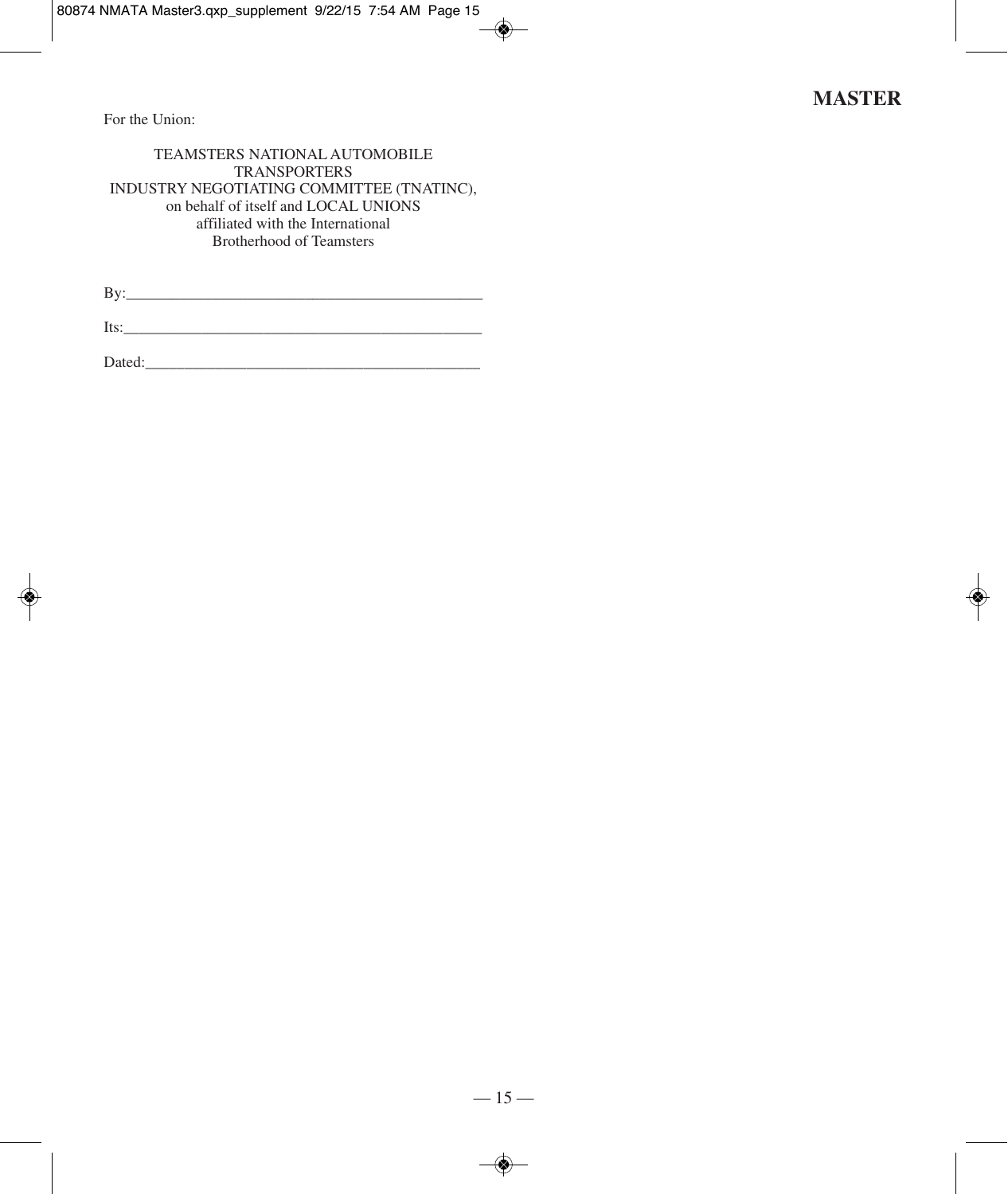For the Union:

TEAMSTERS NATIONAL AUTOMOBILE
TRANSPORTERS
INDUSTRY NEGOTIATING COMMITTEE (TNATINC),
on behalf of itself and LOCAL UNIONS
affiliated with the International
Brotherhood of Teamsters

By:_______________________________________________

Its:_______________________________________________

Dated:____________________________________________